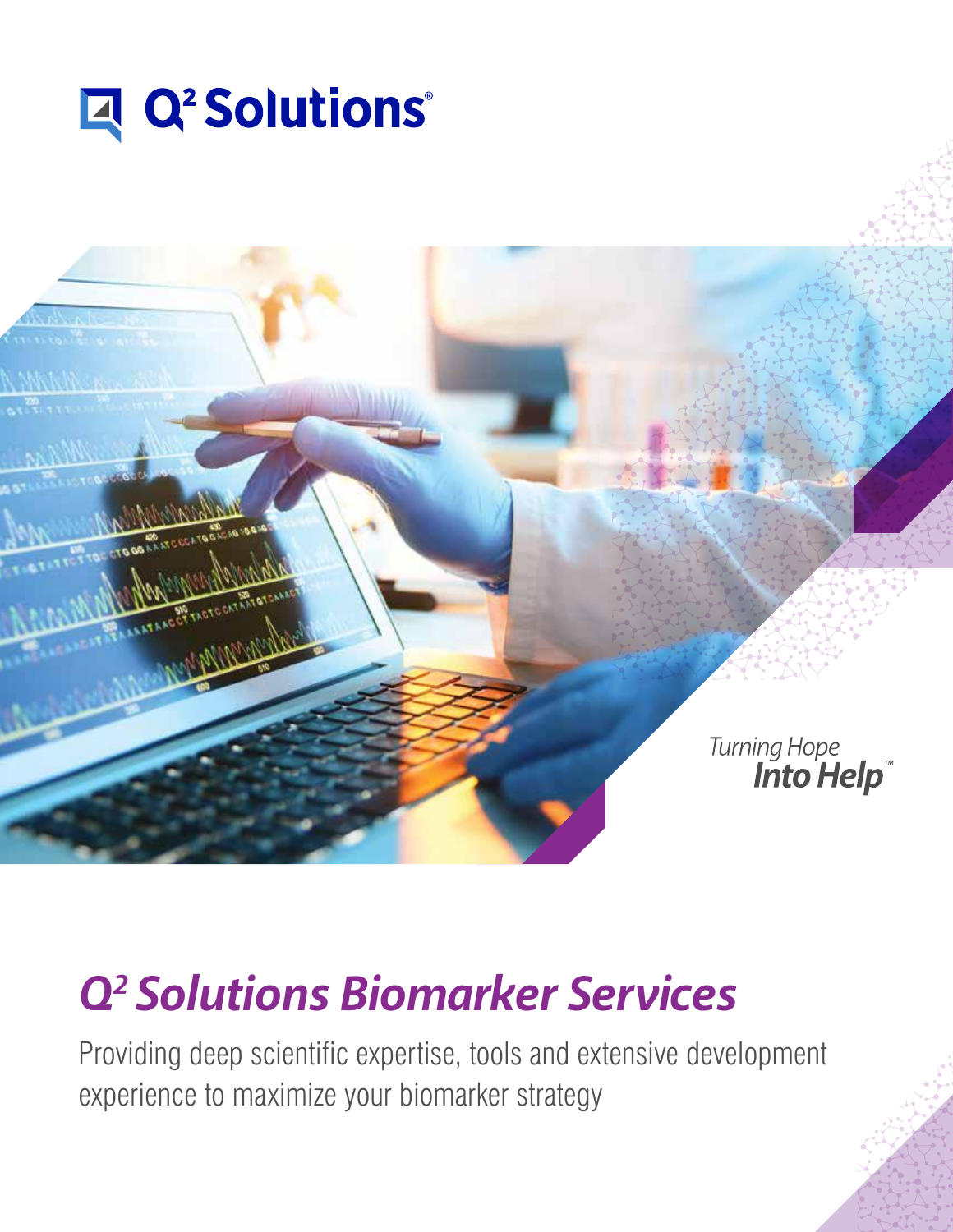# Q² Solutions®

Turning Hope **Into Help**™

## *Q² Solutions Biomarker Services*

Providing deep scientific expertise, tools and extensive development experience to maximize your biomarker strategy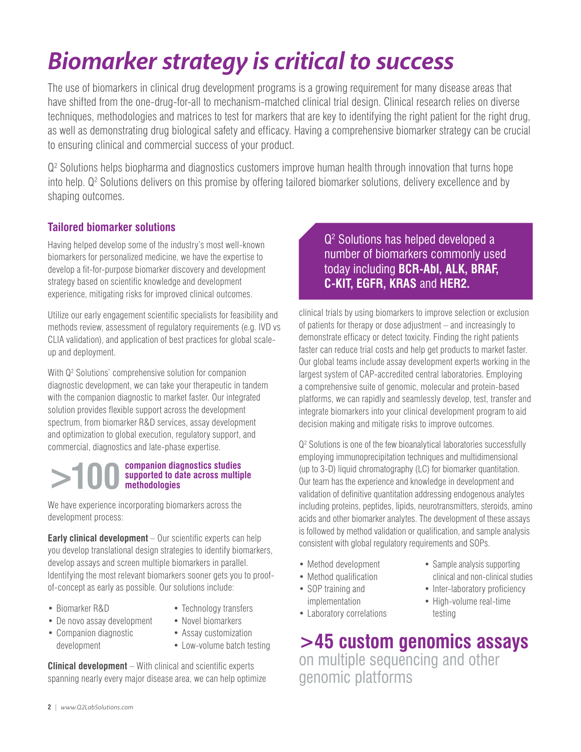# *Biomarker strategy is critical to success*

The use of biomarkers in clinical drug development programs is a growing requirement for many disease areas that have shifted from the one-drug-for-all to mechanism-matched clinical trial design. Clinical research relies on diverse techniques, methodologies and matrices to test for markers that are key to identifying the right patient for the right drug, as well as demonstrating drug biological safety and efficacy. Having a comprehensive biomarker strategy can be crucial to ensuring clinical and commercial success of your product.

$Q^2$ Solutions helps biopharma and diagnostics customers improve human health through innovation that turns hope into help. $Q^2$ Solutions delivers on this promise by offering tailored biomarker solutions, delivery excellence and by shaping outcomes.

## Tailored biomarker solutions

Having helped develop some of the industry's most well-known biomarkers for personalized medicine, we have the expertise to develop a fit-for-purpose biomarker discovery and development strategy based on scientific knowledge and development experience, mitigating risks for improved clinical outcomes.

Utilize our early engagement scientific specialists for feasibility and methods review, assessment of regulatory requirements (e.g. IVD vs CLIA validation), and application of best practices for global scale-up and deployment.

With $Q^2$ Solutions' comprehensive solution for companion diagnostic development, we can take your therapeutic in tandem with the companion diagnostic to market faster. Our integrated solution provides flexible support across the development spectrum, from biomarker R&D services, assay development and optimization to global execution, regulatory support, and commercial, diagnostics and late-phase expertise.

**>100 companion diagnostics studies supported to date across multiple methodologies**

We have experience incorporating biomarkers across the development process:

**Early clinical development** – Our scientific experts can help you develop translational design strategies to identify biomarkers, develop assays and screen multiple biomarkers in parallel. Identifying the most relevant biomarkers sooner gets you to proof-of-concept as early as possible. Our solutions include:

- Biomarker R&D
- De novo assay development
- Companion diagnostic development
- Technology transfers
- Novel biomarkers
- Assay customization
- Low-volume batch testing

**Clinical development** – With clinical and scientific experts spanning nearly every major disease area, we can help optimize clinical trials by using biomarkers to improve selection or exclusion of patients for therapy or dose adjustment – and increasingly to demonstrate efficacy or detect toxicity. Finding the right patients faster can reduce trial costs and help get products to market faster. Our global teams include assay development experts working in the largest system of CAP-accredited central laboratories. Employing a comprehensive suite of genomic, molecular and protein-based platforms, we can rapidly and seamlessly develop, test, transfer and integrate biomarkers into your clinical development program to aid decision making and mitigate risks to improve outcomes.

> $Q^2$ Solutions has helped developed a number of biomarkers commonly used today including **BCR-Abl, ALK, BRAF, C-KIT, EGFR, KRAS** and **HER2.**

$Q^2$ Solutions is one of the few bioanalytical laboratories successfully employing immunoprecipitation techniques and multidimensional (up to 3-D) liquid chromatography (LC) for biomarker quantitation. Our team has the experience and knowledge in development and validation of definitive quantitation addressing endogenous analytes including proteins, peptides, lipids, neurotransmitters, steroids, amino acids and other biomarker analytes. The development of these assays is followed by method validation or qualification, and sample analysis consistent with global regulatory requirements and SOPs.

- Method development
- Method qualification
- SOP training and implementation
- Laboratory correlations
- Sample analysis supporting clinical and non-clinical studies
- Inter-laboratory proficiency
- High-volume real-time testing

**>45 custom genomics assays** on multiple sequencing and other genomic platforms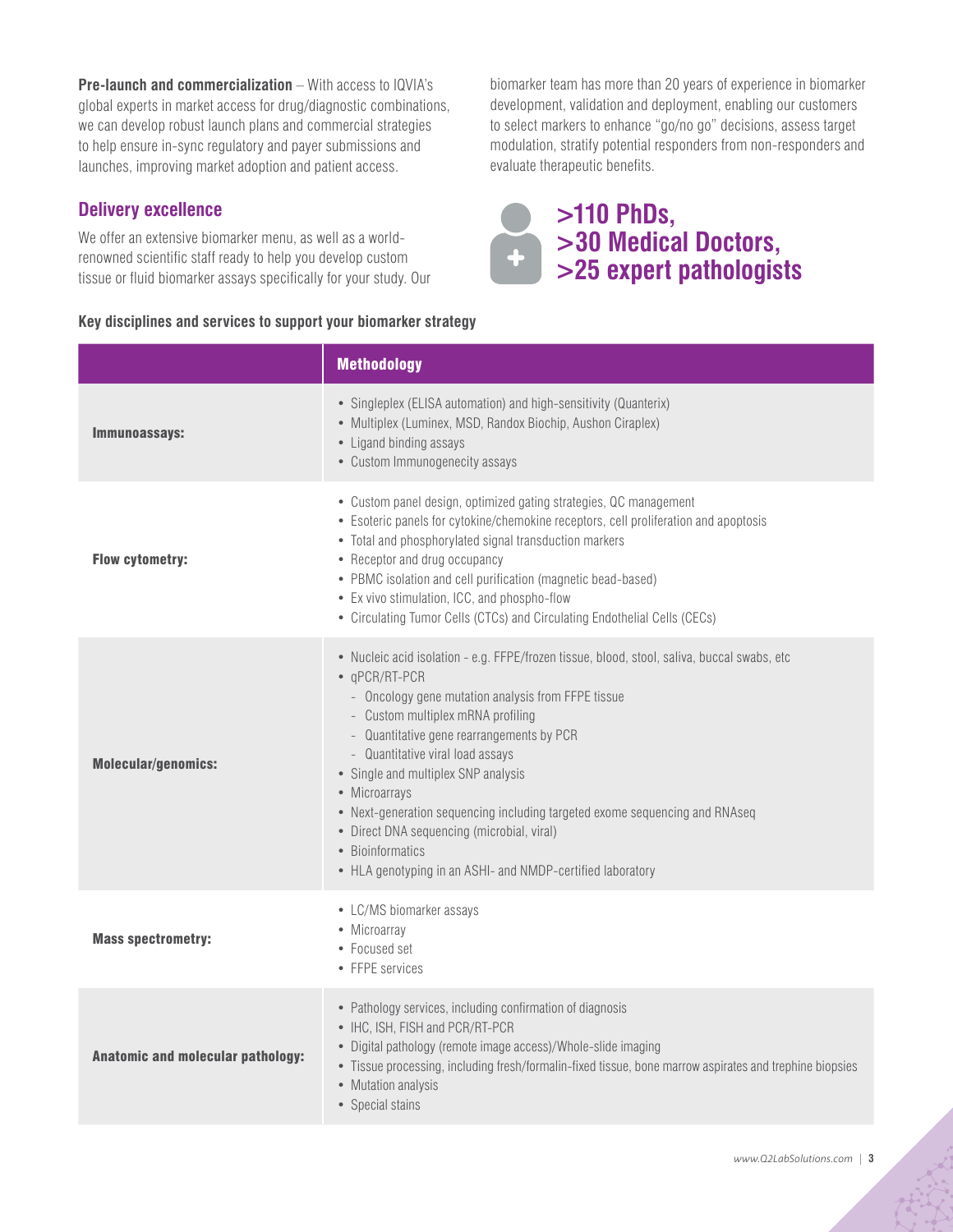**Pre-launch and commercialization** – With access to IQVIA's global experts in market access for drug/diagnostic combinations, we can develop robust launch plans and commercial strategies to help ensure in-sync regulatory and payer submissions and launches, improving market adoption and patient access.

## Delivery excellence

We offer an extensive biomarker menu, as well as a world-renowned scientific staff ready to help you develop custom tissue or fluid biomarker assays specifically for your study. Our biomarker team has more than 20 years of experience in biomarker development, validation and deployment, enabling our customers to select markers to enhance "go/no go" decisions, assess target modulation, stratify potential responders from non-responders and evaluate therapeutic benefits.

**>110 PhDs,**
**>30 Medical Doctors,**
**>25 expert pathologists**

**Key disciplines and services to support your biomarker strategy**

| | Methodology |
|---|---|
| **Immunoassays:** | • Singleplex (ELISA automation) and high-sensitivity (Quanterix)<br>• Multiplex (Luminex, MSD, Randox Biochip, Aushon Ciraplex)<br>• Ligand binding assays<br>• Custom Immunogenecity assays |
| **Flow cytometry:** | • Custom panel design, optimized gating strategies, QC management<br>• Esoteric panels for cytokine/chemokine receptors, cell proliferation and apoptosis<br>• Total and phosphorylated signal transduction markers<br>• Receptor and drug occupancy<br>• PBMC isolation and cell purification (magnetic bead-based)<br>• Ex vivo stimulation, ICC, and phospho-flow<br>• Circulating Tumor Cells (CTCs) and Circulating Endothelial Cells (CECs) |
| **Molecular/genomics:** | • Nucleic acid isolation - e.g. FFPE/frozen tissue, blood, stool, saliva, buccal swabs, etc<br>• qPCR/RT-PCR<br>  - Oncology gene mutation analysis from FFPE tissue<br>  - Custom multiplex mRNA profiling<br>  - Quantitative gene rearrangements by PCR<br>  - Quantitative viral load assays<br>• Single and multiplex SNP analysis<br>• Microarrays<br>• Next-generation sequencing including targeted exome sequencing and RNAseq<br>• Direct DNA sequencing (microbial, viral)<br>• Bioinformatics<br>• HLA genotyping in an ASHI- and NMDP-certified laboratory |
| **Mass spectrometry:** | • LC/MS biomarker assays<br>• Microarray<br>• Focused set<br>• FFPE services |
| **Anatomic and molecular pathology:** | • Pathology services, including confirmation of diagnosis<br>• IHC, ISH, FISH and PCR/RT-PCR<br>• Digital pathology (remote image access)/Whole-slide imaging<br>• Tissue processing, including fresh/formalin-fixed tissue, bone marrow aspirates and trephine biopsies<br>• Mutation analysis<br>• Special stains |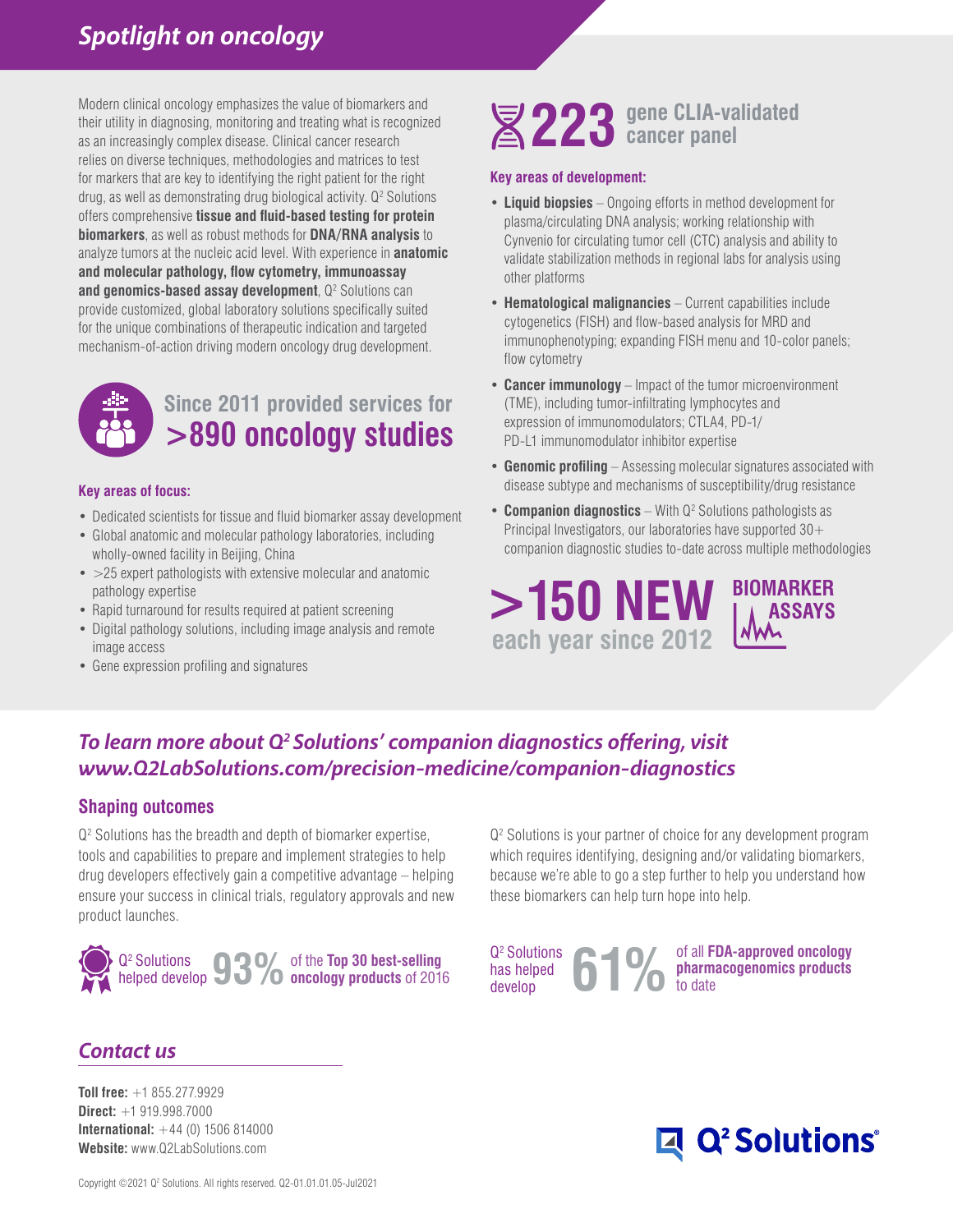# Spotlight on oncology

Modern clinical oncology emphasizes the value of biomarkers and their utility in diagnosing, monitoring and treating what is recognized as an increasingly complex disease. Clinical cancer research relies on diverse techniques, methodologies and matrices to test for markers that are key to identifying the right patient for the right drug, as well as demonstrating drug biological activity. Q[2] Solutions offers comprehensive **tissue and fluid-based testing for protein biomarkers**, as well as robust methods for **DNA/RNA analysis** to analyze tumors at the nucleic acid level. With experience in **anatomic and molecular pathology, flow cytometry, immunoassay and genomics-based assay development**, Q[2] Solutions can provide customized, global laboratory solutions specifically suited for the unique combinations of therapeutic indication and targeted mechanism-of-action driving modern oncology drug development.

**Since 2011 provided services for >890 oncology studies**

### Key areas of focus:

- Dedicated scientists for tissue and fluid biomarker assay development
- Global anatomic and molecular pathology laboratories, including wholly-owned facility in Beijing, China
- >25 expert pathologists with extensive molecular and anatomic pathology expertise
- Rapid turnaround for results required at patient screening
- Digital pathology solutions, including image analysis and remote image access
- Gene expression profiling and signatures

**223 gene CLIA-validated cancer panel**

### Key areas of development:

- **Liquid biopsies** – Ongoing efforts in method development for plasma/circulating DNA analysis; working relationship with Cynvenio for circulating tumor cell (CTC) analysis and ability to validate stabilization methods in regional labs for analysis using other platforms
- **Hematological malignancies** – Current capabilities include cytogenetics (FISH) and flow-based analysis for MRD and immunophenotyping; expanding FISH menu and 10-color panels; flow cytometry
- **Cancer immunology** – Impact of the tumor microenvironment (TME), including tumor-infiltrating lymphocytes and expression of immunomodulators; CTLA4, PD-1/PD-L1 immunomodulator inhibitor expertise
- **Genomic profiling** – Assessing molecular signatures associated with disease subtype and mechanisms of susceptibility/drug resistance
- **Companion diagnostics** – With Q[2] Solutions pathologists as Principal Investigators, our laboratories have supported 30+ companion diagnostic studies to-date across multiple methodologies

**>150 NEW BIOMARKER ASSAYS each year since 2012**

***To learn more about Q[2] Solutions' companion diagnostics offering, visit www.Q2LabSolutions.com/precision-medicine/companion-diagnostics***

## Shaping outcomes

Q[2] Solutions has the breadth and depth of biomarker expertise, tools and capabilities to prepare and implement strategies to help drug developers effectively gain a competitive advantage – helping ensure your success in clinical trials, regulatory approvals and new product launches.

Q[2] Solutions is your partner of choice for any development program which requires identifying, designing and/or validating biomarkers, because we're able to go a step further to help you understand how these biomarkers can help turn hope into help.

Q[2] Solutions helped develop **93%** of the **Top 30 best-selling oncology products** of 2016

Q[2] Solutions has helped develop **61%** of all **FDA-approved oncology pharmacogenomics products** to date

## *Contact us*

**Toll free:** +1 855.277.9929
**Direct:** +1 919.998.7000
**International:** +44 (0) 1506 814000
**Website:** www.Q2LabSolutions.com

Q[2] Solutions®

Copyright ©2021 Q[2] Solutions. All rights reserved. Q2-01.01.01.05-Jul2021